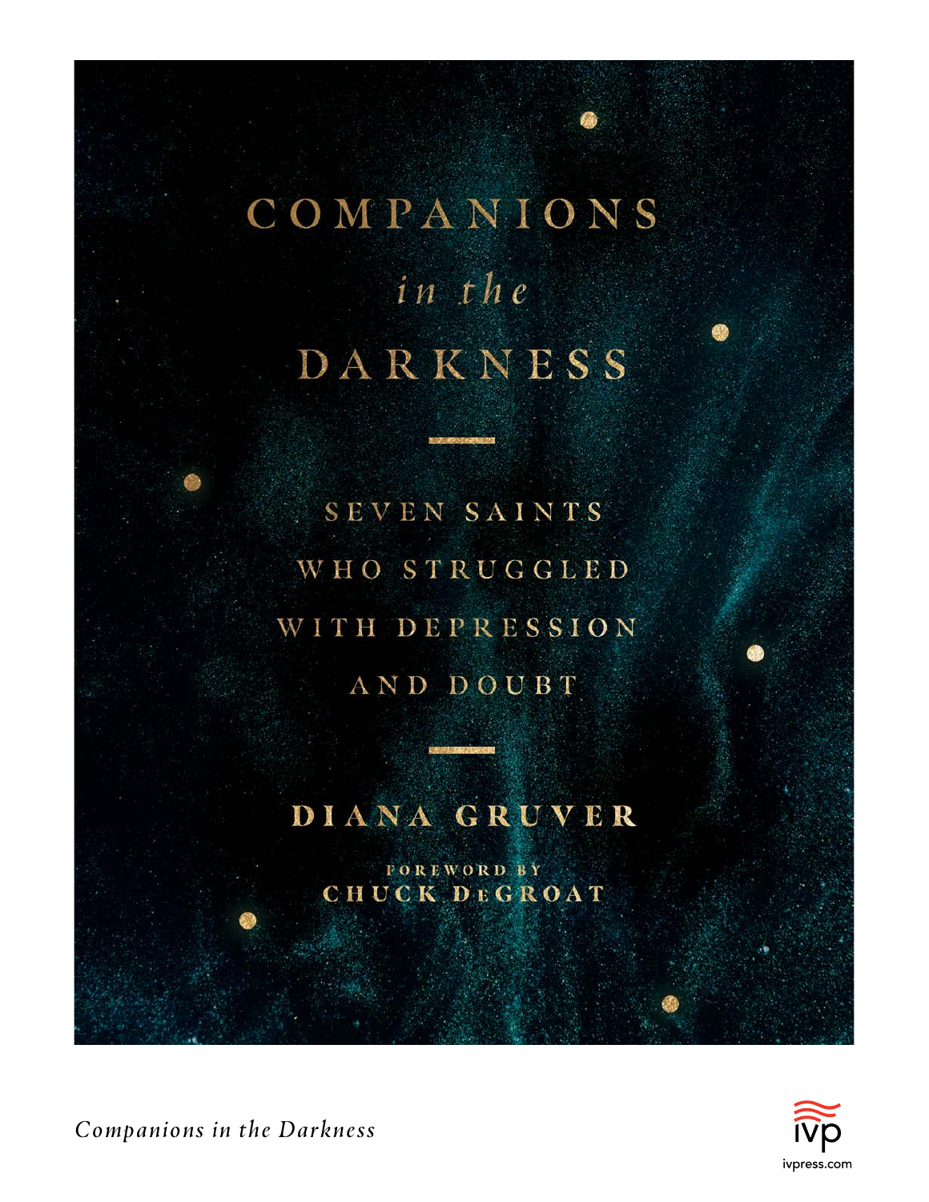# COMPANIONS *in the* DARKNESS

## SEVEN SAINTS WHO STRUGGLED WITH DEPRESSION AND DOUBT

**DIANA GRUVER**

FOREWORD BY
CHUCK DeGROAT

*Companions in the Darkness*

ivp
ivpress.com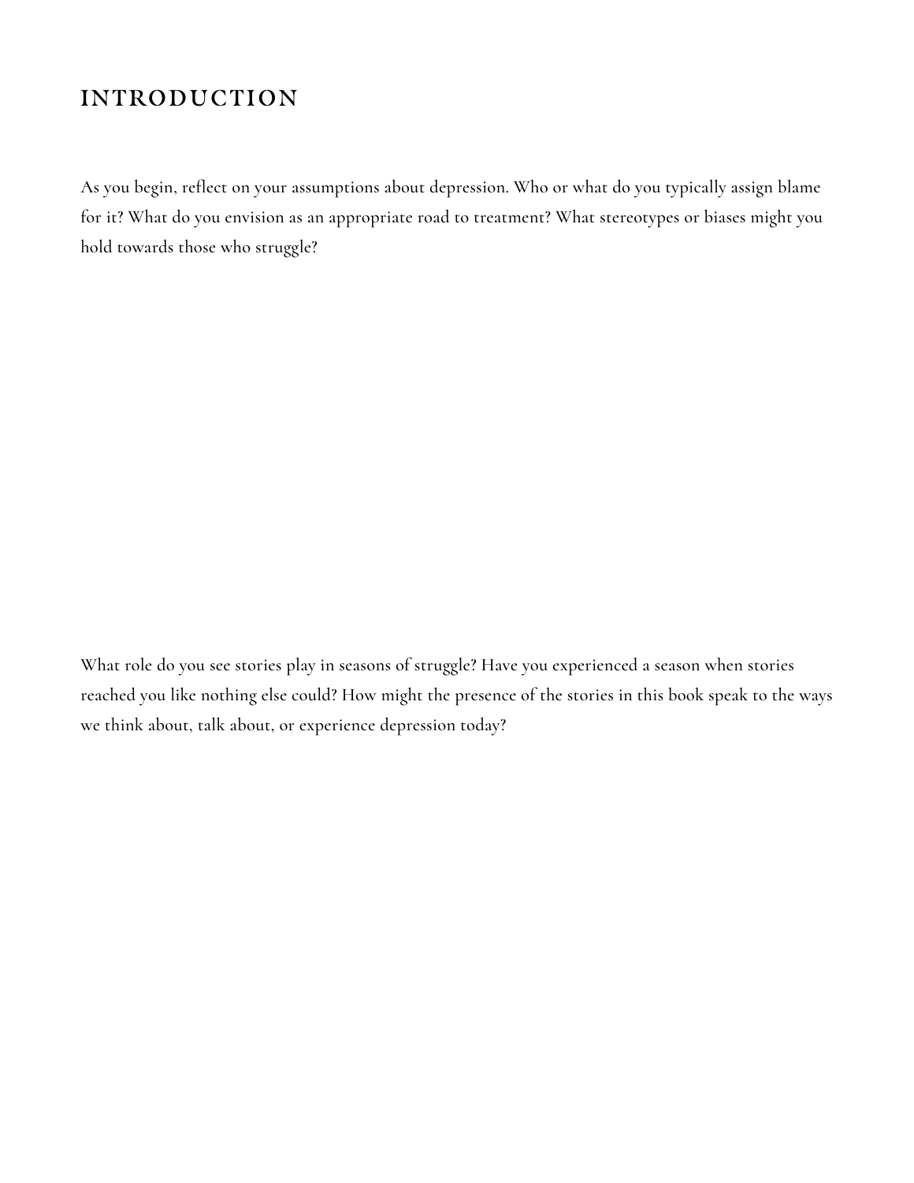## INTRODUCTION

As you begin, reflect on your assumptions about depression. Who or what do you typically assign blame for it? What do you envision as an appropriate road to treatment? What stereotypes or biases might you hold towards those who struggle?

What role do you see stories play in seasons of struggle? Have you experienced a season when stories reached you like nothing else could? How might the presence of the stories in this book speak to the ways we think about, talk about, or experience depression today?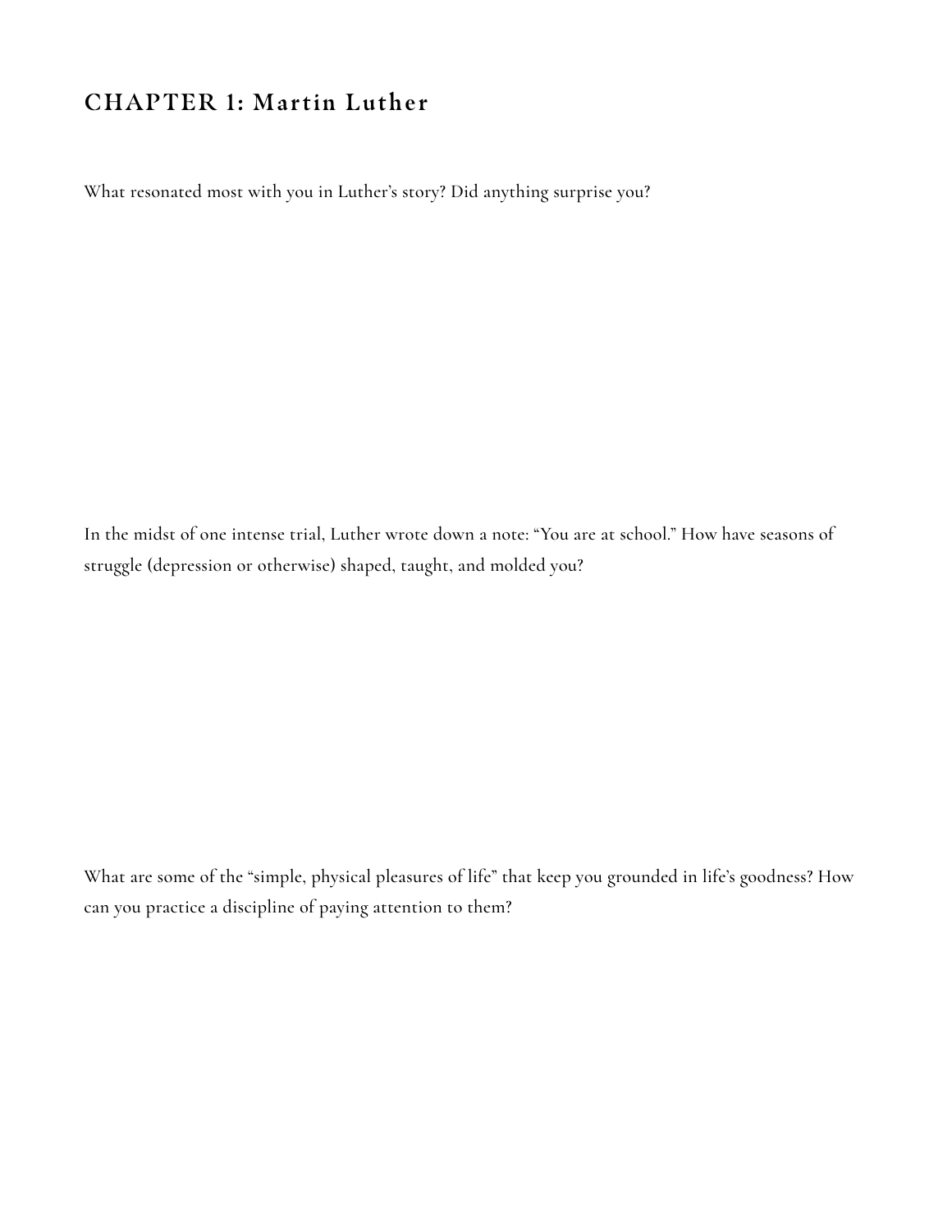## CHAPTER 1: Martin Luther

What resonated most with you in Luther's story? Did anything surprise you?

In the midst of one intense trial, Luther wrote down a note: "You are at school." How have seasons of struggle (depression or otherwise) shaped, taught, and molded you?

What are some of the "simple, physical pleasures of life" that keep you grounded in life's goodness? How can you practice a discipline of paying attention to them?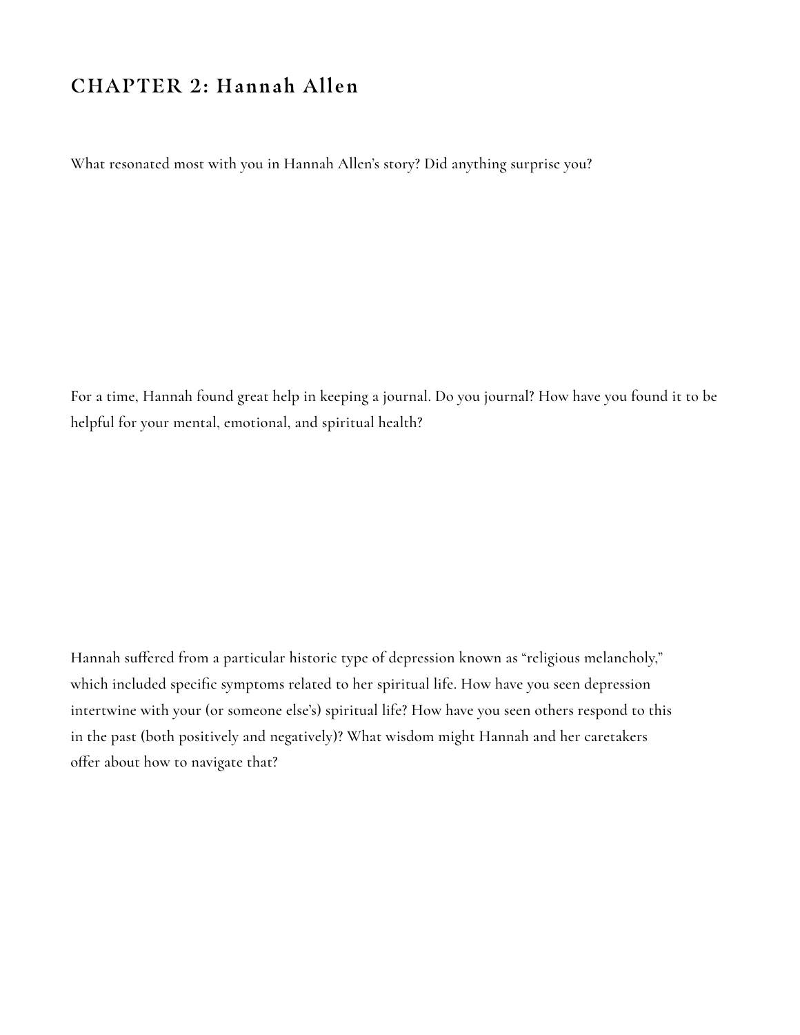## CHAPTER 2: Hannah Allen

What resonated most with you in Hannah Allen's story? Did anything surprise you?

For a time, Hannah found great help in keeping a journal. Do you journal? How have you found it to be helpful for your mental, emotional, and spiritual health?

Hannah suffered from a particular historic type of depression known as "religious melancholy," which included specific symptoms related to her spiritual life. How have you seen depression intertwine with your (or someone else's) spiritual life? How have you seen others respond to this in the past (both positively and negatively)? What wisdom might Hannah and her caretakers offer about how to navigate that?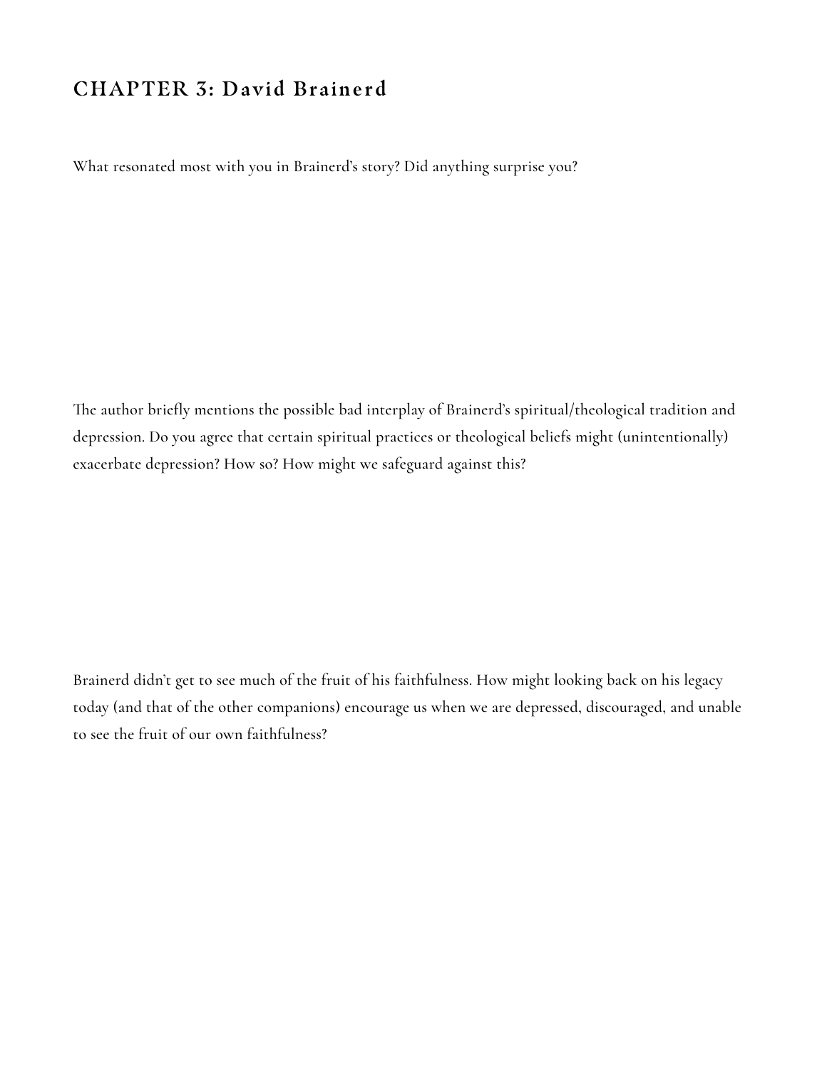## CHAPTER 3: David Brainerd

What resonated most with you in Brainerd's story? Did anything surprise you?

The author briefly mentions the possible bad interplay of Brainerd's spiritual/theological tradition and depression. Do you agree that certain spiritual practices or theological beliefs might (unintentionally) exacerbate depression? How so? How might we safeguard against this?

Brainerd didn't get to see much of the fruit of his faithfulness. How might looking back on his legacy today (and that of the other companions) encourage us when we are depressed, discouraged, and unable to see the fruit of our own faithfulness?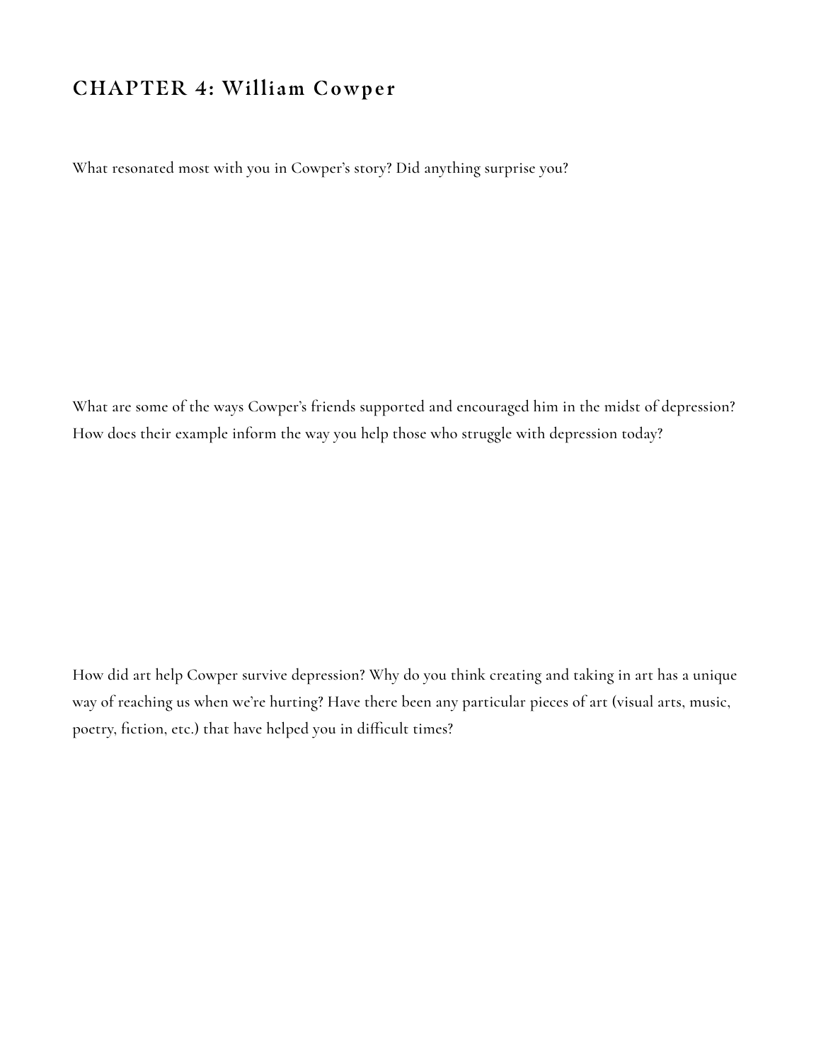## CHAPTER 4: William Cowper

What resonated most with you in Cowper's story? Did anything surprise you?

What are some of the ways Cowper's friends supported and encouraged him in the midst of depression? How does their example inform the way you help those who struggle with depression today?

How did art help Cowper survive depression? Why do you think creating and taking in art has a unique way of reaching us when we're hurting? Have there been any particular pieces of art (visual arts, music, poetry, fiction, etc.) that have helped you in difficult times?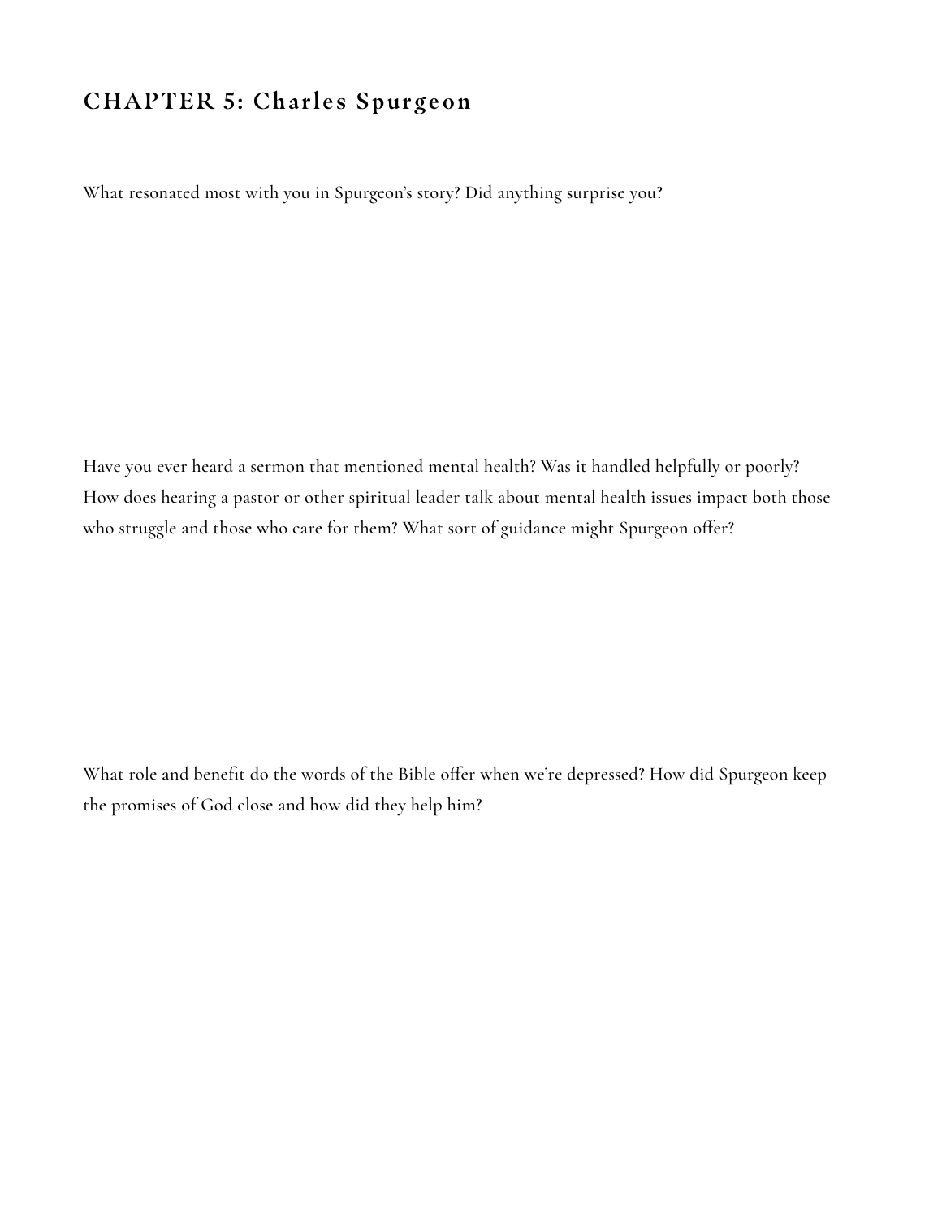## CHAPTER 5: Charles Spurgeon

What resonated most with you in Spurgeon's story? Did anything surprise you?

Have you ever heard a sermon that mentioned mental health? Was it handled helpfully or poorly? How does hearing a pastor or other spiritual leader talk about mental health issues impact both those who struggle and those who care for them? What sort of guidance might Spurgeon offer?

What role and benefit do the words of the Bible offer when we're depressed? How did Spurgeon keep the promises of God close and how did they help him?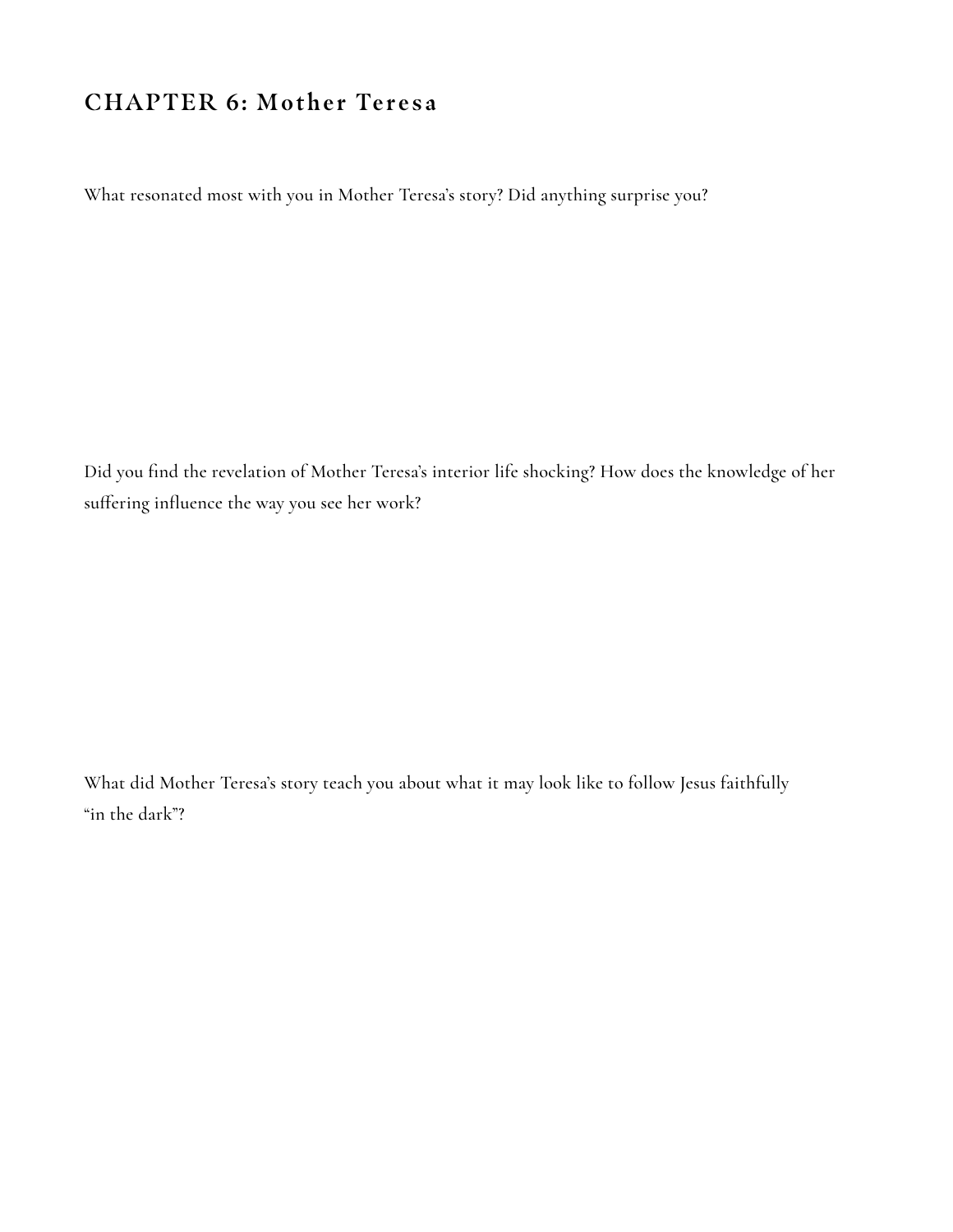## CHAPTER 6: Mother Teresa

What resonated most with you in Mother Teresa's story? Did anything surprise you?

Did you find the revelation of Mother Teresa's interior life shocking? How does the knowledge of her suffering influence the way you see her work?

What did Mother Teresa's story teach you about what it may look like to follow Jesus faithfully "in the dark"?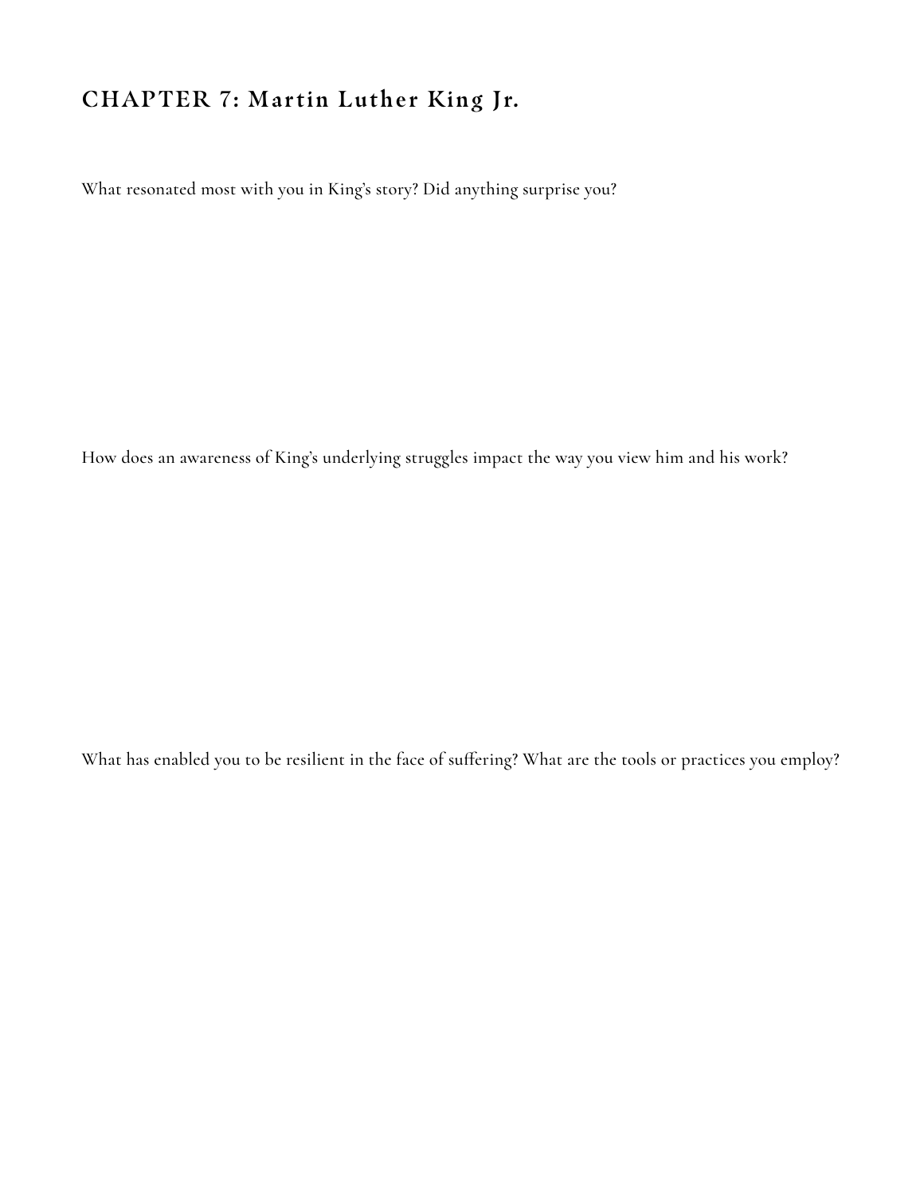## CHAPTER 7: Martin Luther King Jr.

What resonated most with you in King's story? Did anything surprise you?

How does an awareness of King's underlying struggles impact the way you view him and his work?

What has enabled you to be resilient in the face of suffering? What are the tools or practices you employ?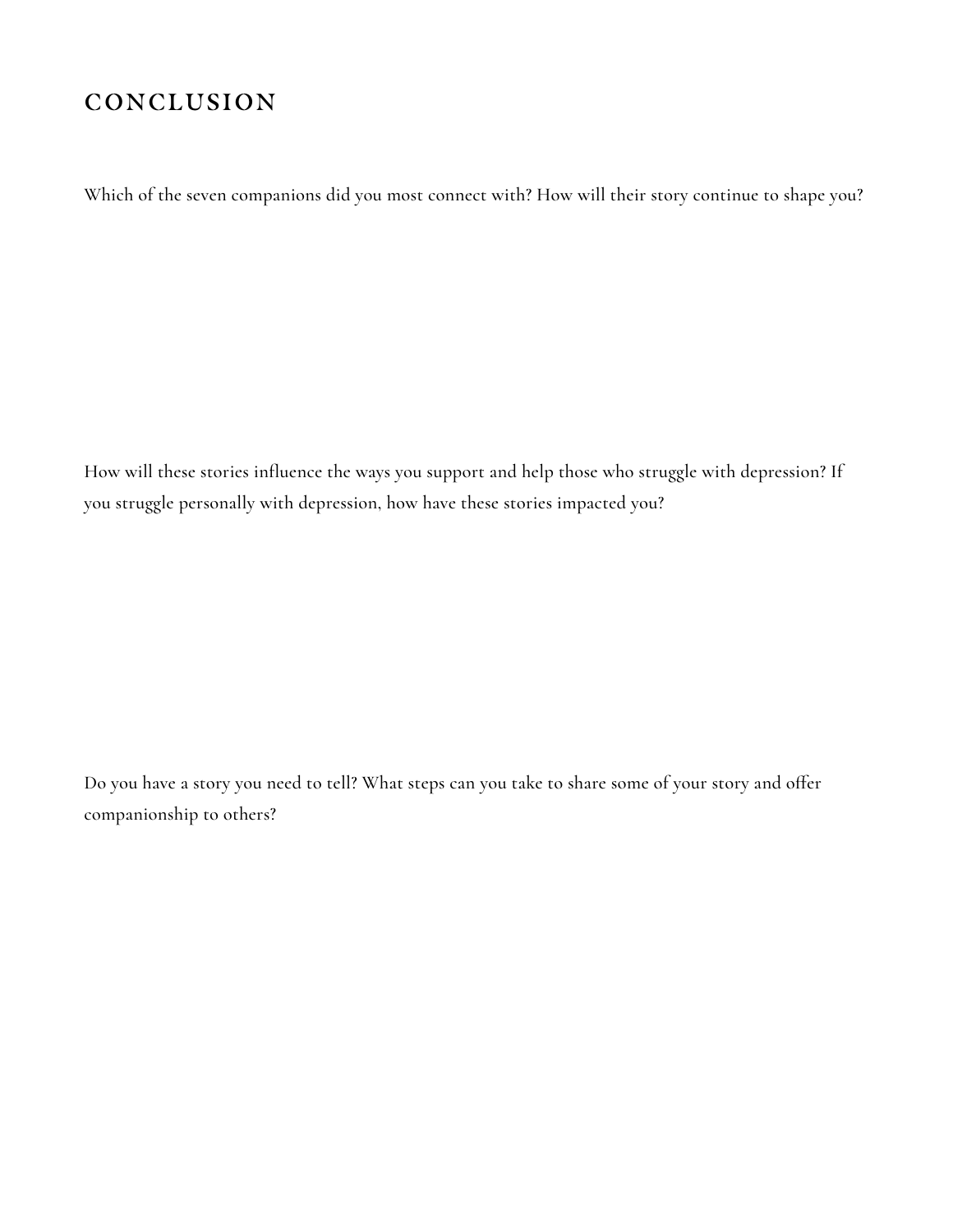## CONCLUSION

Which of the seven companions did you most connect with? How will their story continue to shape you?

How will these stories influence the ways you support and help those who struggle with depression? If you struggle personally with depression, how have these stories impacted you?

Do you have a story you need to tell? What steps can you take to share some of your story and offer companionship to others?